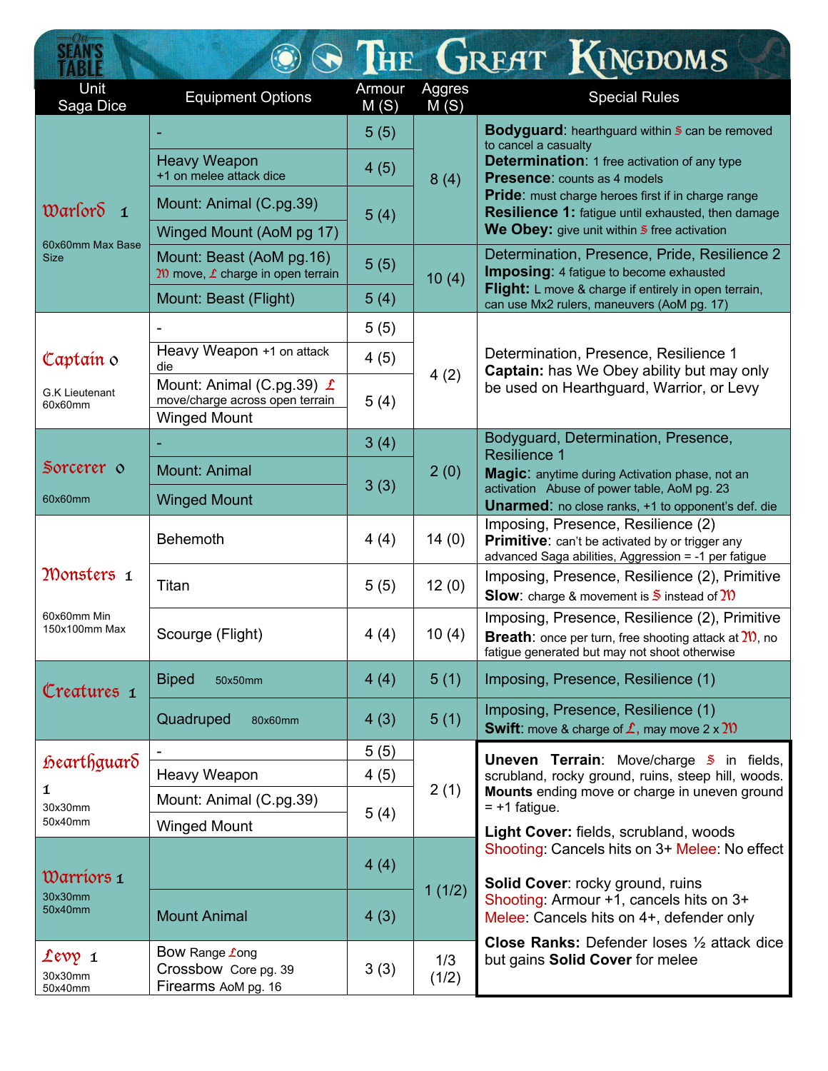# The Great Kingdoms

On Sean's Table

| Unit Saga Dice | Equipment Options | Armour M (S) | Aggres M (S) | Special Rules |
|---|---|---|---|---|
| **Warlord 1** 60x60mm Max Base Size | - | 5 (5) | 8 (4) | **Bodyguard**: hearthguard within S can be removed to cancel a casualty **Determination**: 1 free activation of any type **Presence**: counts as 4 models **Pride**: must charge heroes first if in charge range **Resilience 1:** fatigue until exhausted, then damage **We Obey:** give unit within S free activation |
| | Heavy Weapon +1 on melee attack dice | 4 (5) | | |
| | Mount: Animal (C.pg.39) | 5 (4) | | |
| | Winged Mount (AoM pg 17) | | | |
| | Mount: Beast (AoM pg.16) M move, L charge in open terrain | 5 (5) | 10 (4) | Determination, Presence, Pride, Resilience 2 **Imposing**: 4 fatigue to become exhausted **Flight:** L move & charge if entirely in open terrain, can use Mx2 rulers, maneuvers (AoM pg. 17) |
| | Mount: Beast (Flight) | 5 (4) | | |
| **Captain 0** G.K Lieutenant 60x60mm | - | 5 (5) | 4 (2) | Determination, Presence, Resilience 1 **Captain:** has We Obey ability but may only be used on Hearthguard, Warrior, or Levy |
| | Heavy Weapon +1 on attack die | 4 (5) | | |
| | Mount: Animal (C.pg.39) L move/charge across open terrain | 5 (4) | | |
| | Winged Mount | | | |
| **Sorcerer 0** 60x60mm | - | 3 (4) | 2 (0) | Bodyguard, Determination, Presence, Resilience 1 **Magic**: anytime during Activation phase, not an activation Abuse of power table, AoM pg. 23 **Unarmed**: no close ranks, +1 to opponent's def. die |
| | Mount: Animal | 3 (3) | | |
| | Winged Mount | | | |
| **Monsters 1** 60x60mm Min 150x100mm Max | Behemoth | 4 (4) | 14 (0) | Imposing, Presence, Resilience (2) **Primitive**: can't be activated by or trigger any advanced Saga abilities, Aggression = -1 per fatigue |
| | Titan | 5 (5) | 12 (0) | Imposing, Presence, Resilience (2), Primitive **Slow**: charge & movement is S instead of M |
| | Scourge (Flight) | 4 (4) | 10 (4) | Imposing, Presence, Resilience (2), Primitive **Breath**: once per turn, free shooting attack at M, no fatigue generated but may not shoot otherwise |
| **Creatures 1** | Biped 50x50mm | 4 (4) | 5 (1) | Imposing, Presence, Resilience (1) |
| | Quadruped 80x60mm | 4 (3) | 5 (1) | Imposing, Presence, Resilience (1) **Swift**: move & charge of L, may move 2 x M |
| **Hearthguard 1** 30x30mm 50x40mm | - | 5 (5) | 2 (1) | |
| | Heavy Weapon | 4 (5) | | |
| | Mount: Animal (C.pg.39) | 5 (4) | | |
| | Winged Mount | | | |
| **Warriors 1** 30x30mm 50x40mm | | 4 (4) | 1 (1/2) | |
| | Mount Animal | 4 (3) | | |
| **Levy 1** 30x30mm 50x40mm | Bow Range Long Crossbow Core pg. 39 Firearms AoM pg. 16 | 3 (3) | 1/3 (1/2) | |

**Uneven Terrain**: Move/charge S in fields, scrubland, rocky ground, ruins, steep hill, woods. **Mounts** ending move or charge in uneven ground = +1 fatigue.

**Light Cover:** fields, scrubland, woods
Shooting: Cancels hits on 3+ Melee: No effect

**Solid Cover**: rocky ground, ruins
Shooting: Armour +1, cancels hits on 3+
Melee: Cancels hits on 4+, defender only

**Close Ranks:** Defender loses ½ attack dice but gains **Solid Cover** for melee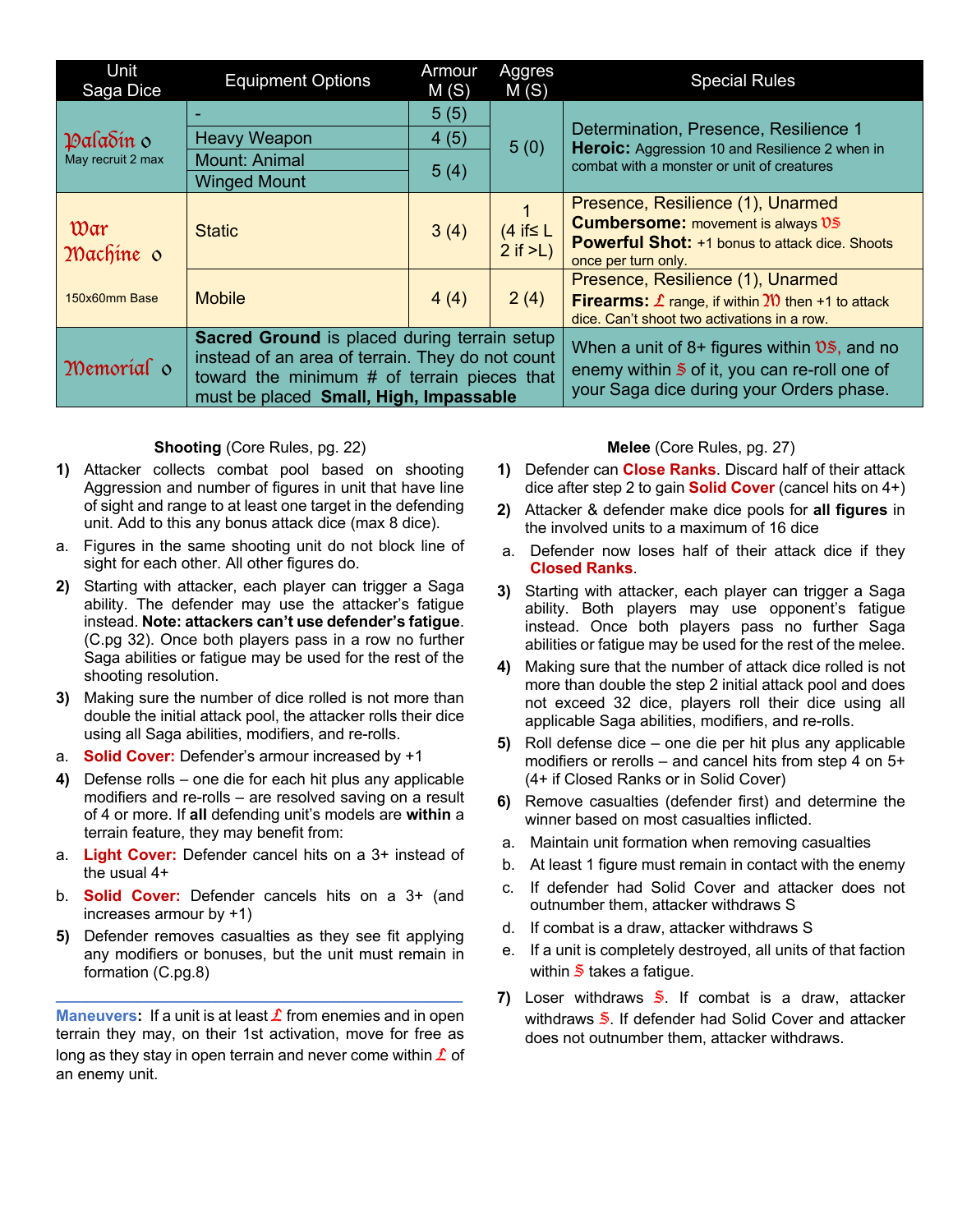| Unit Saga Dice | Equipment Options | Armour M (S) | Aggres M (S) | Special Rules |
|---|---|---|---|---|
| **Paladin** 0 May recruit 2 max | - | 5 (5) | 5 (0) | Determination, Presence, Resilience 1 **Heroic:** Aggression 10 and Resilience 2 when in combat with a monster or unit of creatures |
| | Heavy Weapon | 4 (5) | | |
| | Mount: Animal | 5 (4) | | |
| | Winged Mount | | | |
| **War Machine** 0 150x60mm Base | Static | 3 (4) | 1 (4 if≤ L 2 if >L) | Presence, Resilience (1), Unarmed **Cumbersome:** movement is always VS **Powerful Shot:** +1 bonus to attack dice. Shoots once per turn only. |
| | Mobile | 4 (4) | 2 (4) | Presence, Resilience (1), Unarmed **Firearms:** L range, if within M then +1 to attack dice. Can't shoot two activations in a row. |
| **Memorial** 0 | **Sacred Ground** is placed during terrain setup instead of an area of terrain. They do not count toward the minimum # of terrain pieces that must be placed **Small, High, Impassable** | | | When a unit of 8+ figures within VS, and no enemy within S of it, you can re-roll one of your Saga dice during your Orders phase. |

### **Shooting** (Core Rules, pg. 22)

1) Attacker collects combat pool based on shooting Aggression and number of figures in unit that have line of sight and range to at least one target in the defending unit. Add to this any bonus attack dice (max 8 dice).
   a. Figures in the same shooting unit do not block line of sight for each other. All other figures do.
2) Starting with attacker, each player can trigger a Saga ability. The defender may use the attacker's fatigue instead. **Note: attackers can't use defender's fatigue**. (C.pg 32). Once both players pass in a row no further Saga abilities or fatigue may be used for the rest of the shooting resolution.
3) Making sure the number of dice rolled is not more than double the initial attack pool, the attacker rolls their dice using all Saga abilities, modifiers, and re-rolls.
   a. **Solid Cover:** Defender's armour increased by +1
4) Defense rolls – one die for each hit plus any applicable modifiers and re-rolls – are resolved saving on a result of 4 or more. If **all** defending unit's models are **within** a terrain feature, they may benefit from:
   a. **Light Cover:** Defender cancel hits on a 3+ instead of the usual 4+
   b. **Solid Cover:** Defender cancels hits on a 3+ (and increases armour by +1)
5) Defender removes casualties as they see fit applying any modifiers or bonuses, but the unit must remain in formation (C.pg.8)

---

**Maneuvers:** If a unit is at least L from enemies and in open terrain they may, on their 1st activation, move for free as long as they stay in open terrain and never come within L of an enemy unit.

### **Melee** (Core Rules, pg. 27)

1) Defender can **Close Ranks**. Discard half of their attack dice after step 2 to gain **Solid Cover** (cancel hits on 4+)
2) Attacker & defender make dice pools for **all figures** in the involved units to a maximum of 16 dice
   a. Defender now loses half of their attack dice if they **Closed Ranks**.
3) Starting with attacker, each player can trigger a Saga ability. Both players may use opponent's fatigue instead. Once both players pass no further Saga abilities or fatigue may be used for the rest of the melee.
4) Making sure that the number of attack dice rolled is not more than double the step 2 initial attack pool and does not exceed 32 dice, players roll their dice using all applicable Saga abilities, modifiers, and re-rolls.
5) Roll defense dice – one die per hit plus any applicable modifiers or rerolls – and cancel hits from step 4 on 5+ (4+ if Closed Ranks or in Solid Cover)
6) Remove casualties (defender first) and determine the winner based on most casualties inflicted.
   a. Maintain unit formation when removing casualties
   b. At least 1 figure must remain in contact with the enemy
   c. If defender had Solid Cover and attacker does not outnumber them, attacker withdraws S
   d. If combat is a draw, attacker withdraws S
   e. If a unit is completely destroyed, all units of that faction within S takes a fatigue.
7) Loser withdraws S. If combat is a draw, attacker withdraws S. If defender had Solid Cover and attacker does not outnumber them, attacker withdraws.